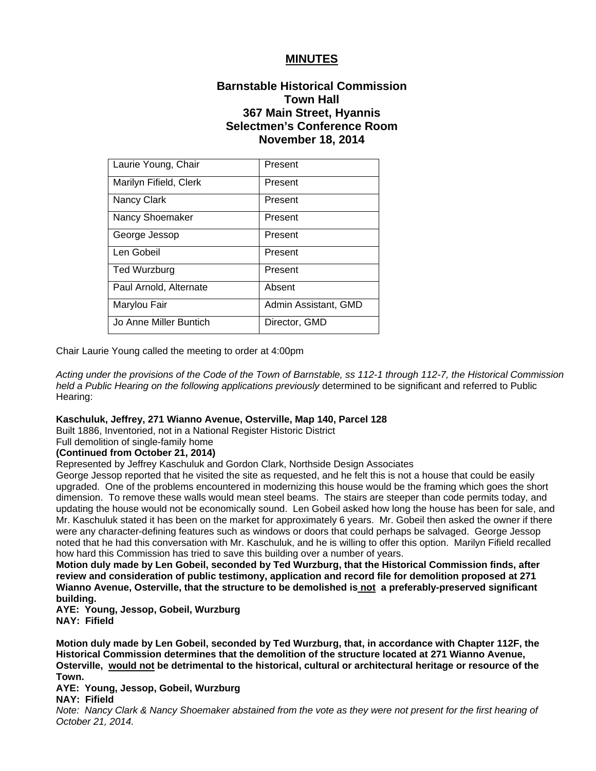# MINUTES

## Barnstable Historical Commission
## Town Hall
## 367 Main Street, Hyannis
## Selectmen's Conference Room
## November 18, 2014

| | |
|---|---|
| Laurie Young, Chair | Present |
| Marilyn Fifield, Clerk | Present |
| Nancy Clark | Present |
| Nancy Shoemaker | Present |
| George Jessop | Present |
| Len Gobeil | Present |
| Ted Wurzburg | Present |
| Paul Arnold, Alternate | Absent |
| Marylou Fair | Admin Assistant, GMD |
| Jo Anne Miller Buntich | Director, GMD |

Chair Laurie Young called the meeting to order at 4:00pm

*Acting under the provisions of the Code of the Town of Barnstable, ss 112-1 through 112-7, the Historical Commission held a Public Hearing on the following applications previously* determined to be significant and referred to Public Hearing:

**Kaschuluk, Jeffrey, 271 Wianno Avenue, Osterville, Map 140, Parcel 128**
Built 1886, Inventoried, not in a National Register Historic District
Full demolition of single-family home
**(Continued from October 21, 2014)**
Represented by Jeffrey Kaschuluk and Gordon Clark, Northside Design Associates
George Jessop reported that he visited the site as requested, and he felt this is not a house that could be easily upgraded. One of the problems encountered in modernizing this house would be the framing which goes the short dimension. To remove these walls would mean steel beams. The stairs are steeper than code permits today, and updating the house would not be economically sound. Len Gobeil asked how long the house has been for sale, and Mr. Kaschuluk stated it has been on the market for approximately 6 years. Mr. Gobeil then asked the owner if there were any character-defining features such as windows or doors that could perhaps be salvaged. George Jessop noted that he had this conversation with Mr. Kaschuluk, and he is willing to offer this option. Marilyn Fifield recalled how hard this Commission has tried to save this building over a number of years.
**Motion duly made by Len Gobeil, seconded by Ted Wurzburg, that the Historical Commission finds, after review and consideration of public testimony, application and record file for demolition proposed at 271 Wianno Avenue, Osterville, that the structure to be demolished is <u>not</u> a preferably-preserved significant building.**
**AYE: Young, Jessop, Gobeil, Wurzburg**
**NAY: Fifield**

**Motion duly made by Len Gobeil, seconded by Ted Wurzburg, that, in accordance with Chapter 112F, the Historical Commission determines that the demolition of the structure located at 271 Wianno Avenue, Osterville, <u>would not</u> be detrimental to the historical, cultural or architectural heritage or resource of the Town.**
**AYE: Young, Jessop, Gobeil, Wurzburg**
**NAY: Fifield**
*Note: Nancy Clark & Nancy Shoemaker abstained from the vote as they were not present for the first hearing of October 21, 2014.*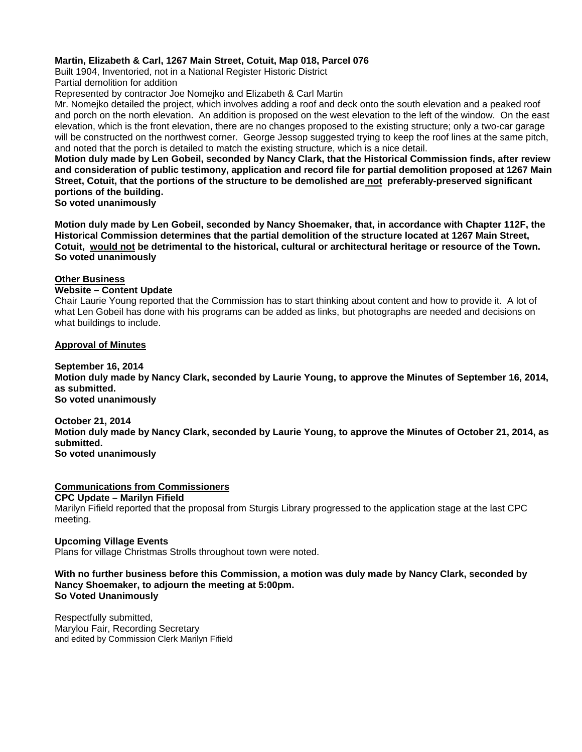**Martin, Elizabeth & Carl, 1267 Main Street, Cotuit, Map 018, Parcel 076**
Built 1904, Inventoried, not in a National Register Historic District
Partial demolition for addition
Represented by contractor Joe Nomejko and Elizabeth & Carl Martin
Mr. Nomejko detailed the project, which involves adding a roof and deck onto the south elevation and a peaked roof and porch on the north elevation. An addition is proposed on the west elevation to the left of the window. On the east elevation, which is the front elevation, there are no changes proposed to the existing structure; only a two-car garage will be constructed on the northwest corner. George Jessop suggested trying to keep the roof lines at the same pitch, and noted that the porch is detailed to match the existing structure, which is a nice detail.
**Motion duly made by Len Gobeil, seconded by Nancy Clark, that the Historical Commission finds, after review and consideration of public testimony, application and record file for partial demolition proposed at 1267 Main Street, Cotuit, that the portions of the structure to be demolished are <u>not</u> preferably-preserved significant portions of the building.**
**So voted unanimously**

**Motion duly made by Len Gobeil, seconded by Nancy Shoemaker, that, in accordance with Chapter 112F, the Historical Commission determines that the partial demolition of the structure located at 1267 Main Street, Cotuit, <u>would not</u> be detrimental to the historical, cultural or architectural heritage or resource of the Town.**
**So voted unanimously**

**<u>Other Business</u>**
**Website – Content Update**
Chair Laurie Young reported that the Commission has to start thinking about content and how to provide it. A lot of what Len Gobeil has done with his programs can be added as links, but photographs are needed and decisions on what buildings to include.

**<u>Approval of Minutes</u>**

**September 16, 2014**
**Motion duly made by Nancy Clark, seconded by Laurie Young, to approve the Minutes of September 16, 2014, as submitted.**
**So voted unanimously**

**October 21, 2014**
**Motion duly made by Nancy Clark, seconded by Laurie Young, to approve the Minutes of October 21, 2014, as submitted.**
**So voted unanimously**

**<u>Communications from Commissioners</u>**
**CPC Update – Marilyn Fifield**
Marilyn Fifield reported that the proposal from Sturgis Library progressed to the application stage at the last CPC meeting.

**Upcoming Village Events**
Plans for village Christmas Strolls throughout town were noted.

**With no further business before this Commission, a motion was duly made by Nancy Clark, seconded by Nancy Shoemaker, to adjourn the meeting at 5:00pm.**
**So Voted Unanimously**

Respectfully submitted,
Marylou Fair, Recording Secretary
and edited by Commission Clerk Marilyn Fifield